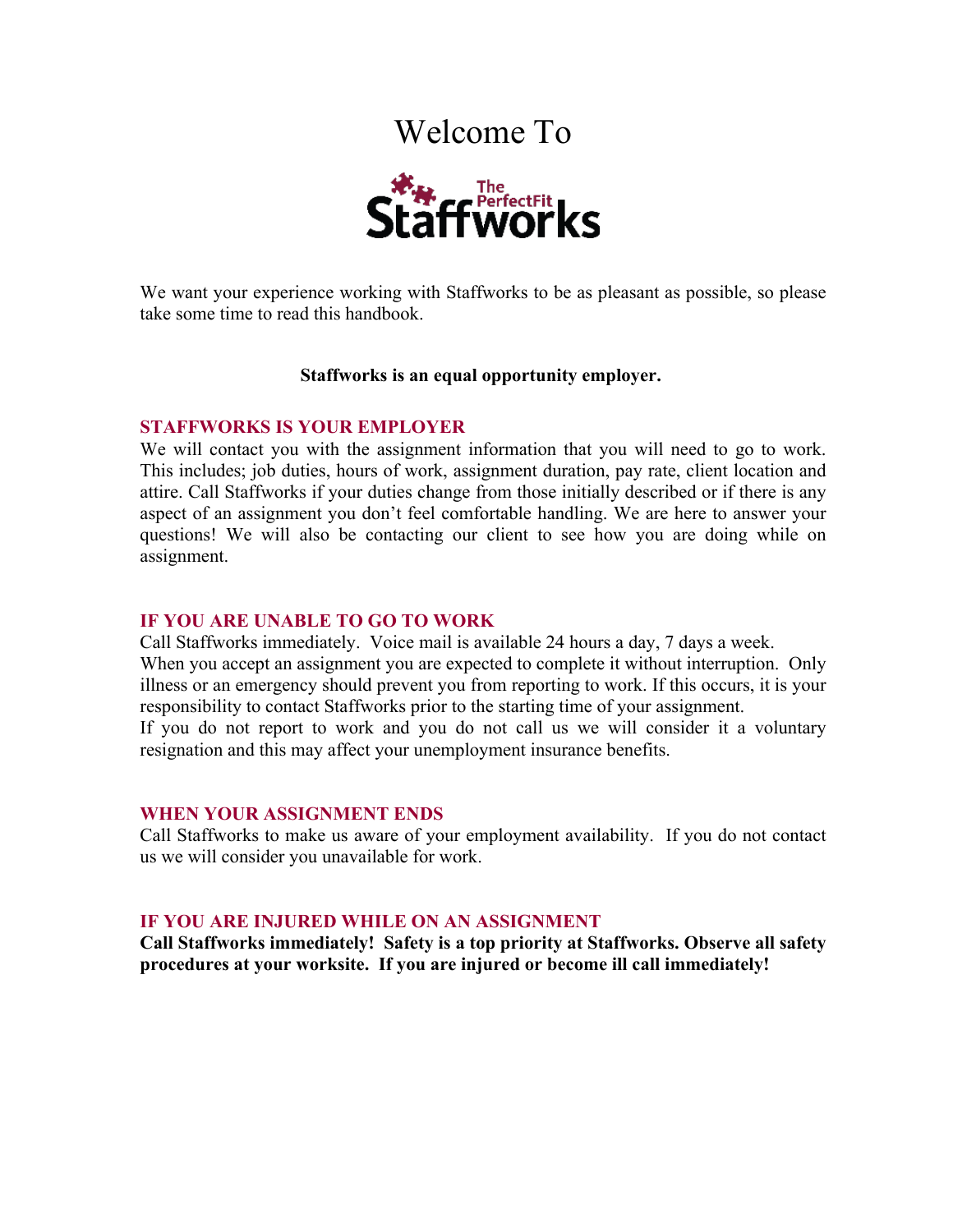# Welcome To

The PerfectFit Staffworks

We want your experience working with Staffworks to be as pleasant as possible, so please take some time to read this handbook.

**Staffworks is an equal opportunity employer.**

## STAFFWORKS IS YOUR EMPLOYER

We will contact you with the assignment information that you will need to go to work. This includes; job duties, hours of work, assignment duration, pay rate, client location and attire. Call Staffworks if your duties change from those initially described or if there is any aspect of an assignment you don't feel comfortable handling. We are here to answer your questions! We will also be contacting our client to see how you are doing while on assignment.

## IF YOU ARE UNABLE TO GO TO WORK

Call Staffworks immediately. Voice mail is available 24 hours a day, 7 days a week.
When you accept an assignment you are expected to complete it without interruption. Only illness or an emergency should prevent you from reporting to work. If this occurs, it is your responsibility to contact Staffworks prior to the starting time of your assignment.
If you do not report to work and you do not call us we will consider it a voluntary resignation and this may affect your unemployment insurance benefits.

## WHEN YOUR ASSIGNMENT ENDS

Call Staffworks to make us aware of your employment availability. If you do not contact us we will consider you unavailable for work.

## IF YOU ARE INJURED WHILE ON AN ASSIGNMENT

**Call Staffworks immediately! Safety is a top priority at Staffworks. Observe all safety procedures at your worksite. If you are injured or become ill call immediately!**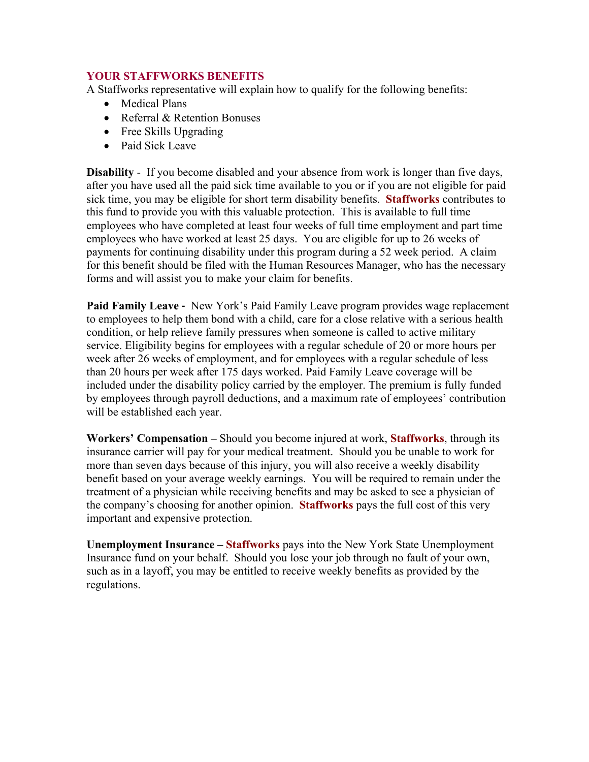## YOUR STAFFWORKS BENEFITS

A Staffworks representative will explain how to qualify for the following benefits:

- Medical Plans
- Referral & Retention Bonuses
- Free Skills Upgrading
- Paid Sick Leave

**Disability** - If you become disabled and your absence from work is longer than five days, after you have used all the paid sick time available to you or if you are not eligible for paid sick time, you may be eligible for short term disability benefits. **Staffworks** contributes to this fund to provide you with this valuable protection. This is available to full time employees who have completed at least four weeks of full time employment and part time employees who have worked at least 25 days. You are eligible for up to 26 weeks of payments for continuing disability under this program during a 52 week period. A claim for this benefit should be filed with the Human Resources Manager, who has the necessary forms and will assist you to make your claim for benefits.

**Paid Family Leave -** New York's Paid Family Leave program provides wage replacement to employees to help them bond with a child, care for a close relative with a serious health condition, or help relieve family pressures when someone is called to active military service. Eligibility begins for employees with a regular schedule of 20 or more hours per week after 26 weeks of employment, and for employees with a regular schedule of less than 20 hours per week after 175 days worked. Paid Family Leave coverage will be included under the disability policy carried by the employer. The premium is fully funded by employees through payroll deductions, and a maximum rate of employees' contribution will be established each year.

**Workers' Compensation –** Should you become injured at work, **Staffworks**, through its insurance carrier will pay for your medical treatment. Should you be unable to work for more than seven days because of this injury, you will also receive a weekly disability benefit based on your average weekly earnings. You will be required to remain under the treatment of a physician while receiving benefits and may be asked to see a physician of the company's choosing for another opinion. **Staffworks** pays the full cost of this very important and expensive protection.

**Unemployment Insurance – Staffworks** pays into the New York State Unemployment Insurance fund on your behalf. Should you lose your job through no fault of your own, such as in a layoff, you may be entitled to receive weekly benefits as provided by the regulations.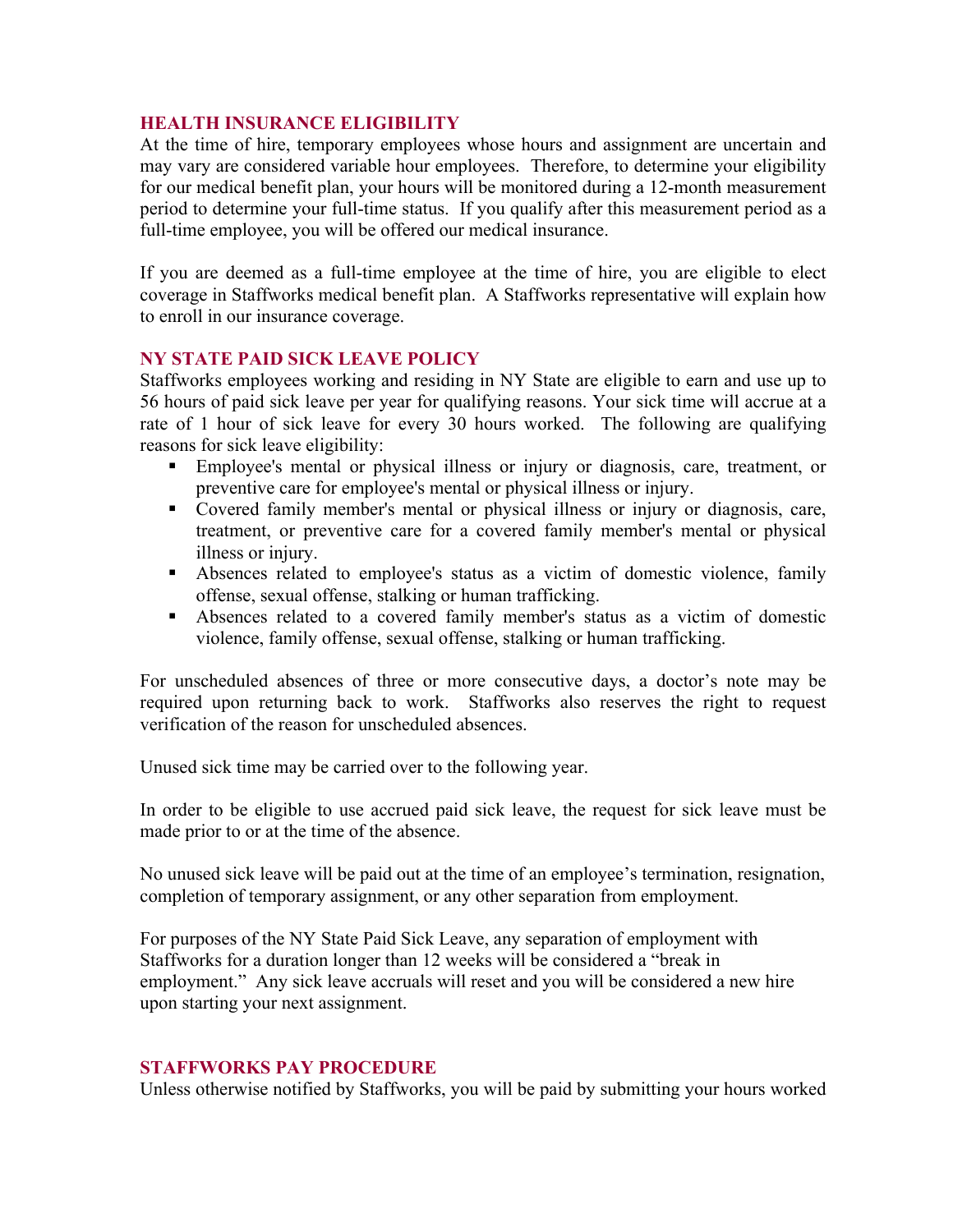## HEALTH INSURANCE ELIGIBILITY

At the time of hire, temporary employees whose hours and assignment are uncertain and may vary are considered variable hour employees. Therefore, to determine your eligibility for our medical benefit plan, your hours will be monitored during a 12-month measurement period to determine your full-time status. If you qualify after this measurement period as a full-time employee, you will be offered our medical insurance.

If you are deemed as a full-time employee at the time of hire, you are eligible to elect coverage in Staffworks medical benefit plan. A Staffworks representative will explain how to enroll in our insurance coverage.

## NY STATE PAID SICK LEAVE POLICY

Staffworks employees working and residing in NY State are eligible to earn and use up to 56 hours of paid sick leave per year for qualifying reasons. Your sick time will accrue at a rate of 1 hour of sick leave for every 30 hours worked. The following are qualifying reasons for sick leave eligibility:

- Employee's mental or physical illness or injury or diagnosis, care, treatment, or preventive care for employee's mental or physical illness or injury.
- Covered family member's mental or physical illness or injury or diagnosis, care, treatment, or preventive care for a covered family member's mental or physical illness or injury.
- Absences related to employee's status as a victim of domestic violence, family offense, sexual offense, stalking or human trafficking.
- Absences related to a covered family member's status as a victim of domestic violence, family offense, sexual offense, stalking or human trafficking.

For unscheduled absences of three or more consecutive days, a doctor's note may be required upon returning back to work. Staffworks also reserves the right to request verification of the reason for unscheduled absences.

Unused sick time may be carried over to the following year.

In order to be eligible to use accrued paid sick leave, the request for sick leave must be made prior to or at the time of the absence.

No unused sick leave will be paid out at the time of an employee's termination, resignation, completion of temporary assignment, or any other separation from employment.

For purposes of the NY State Paid Sick Leave, any separation of employment with Staffworks for a duration longer than 12 weeks will be considered a "break in employment." Any sick leave accruals will reset and you will be considered a new hire upon starting your next assignment.

## STAFFWORKS PAY PROCEDURE

Unless otherwise notified by Staffworks, you will be paid by submitting your hours worked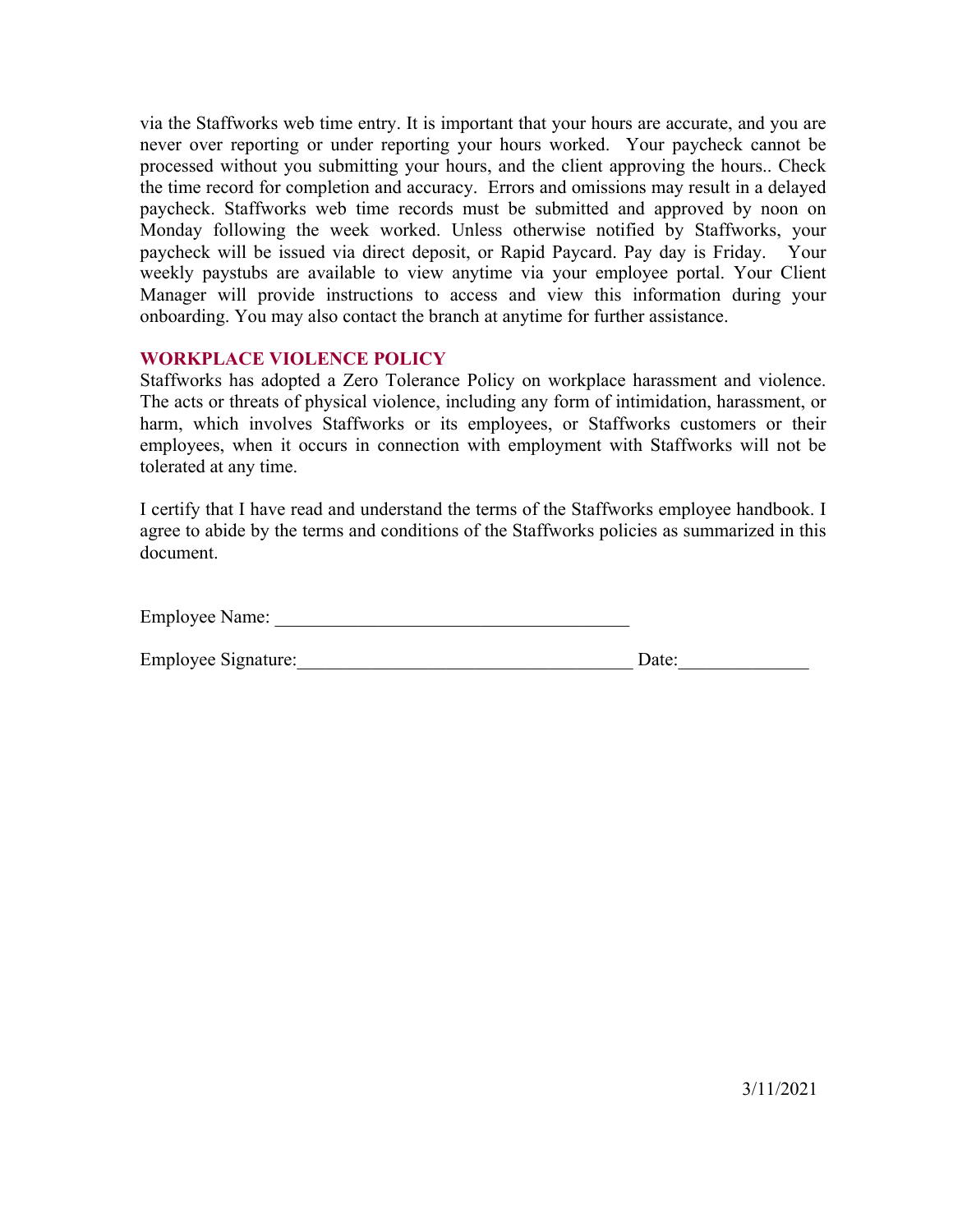via the Staffworks web time entry. It is important that your hours are accurate, and you are never over reporting or under reporting your hours worked. Your paycheck cannot be processed without you submitting your hours, and the client approving the hours.. Check the time record for completion and accuracy. Errors and omissions may result in a delayed paycheck. Staffworks web time records must be submitted and approved by noon on Monday following the week worked. Unless otherwise notified by Staffworks, your paycheck will be issued via direct deposit, or Rapid Paycard. Pay day is Friday. Your weekly paystubs are available to view anytime via your employee portal. Your Client Manager will provide instructions to access and view this information during your onboarding. You may also contact the branch at anytime for further assistance.

## WORKPLACE VIOLENCE POLICY

Staffworks has adopted a Zero Tolerance Policy on workplace harassment and violence. The acts or threats of physical violence, including any form of intimidation, harassment, or harm, which involves Staffworks or its employees, or Staffworks customers or their employees, when it occurs in connection with employment with Staffworks will not be tolerated at any time.

I certify that I have read and understand the terms of the Staffworks employee handbook. I agree to abide by the terms and conditions of the Staffworks policies as summarized in this document.

Employee Name: _______________________________________

Employee Signature:____________________________________ Date:______________

3/11/2021